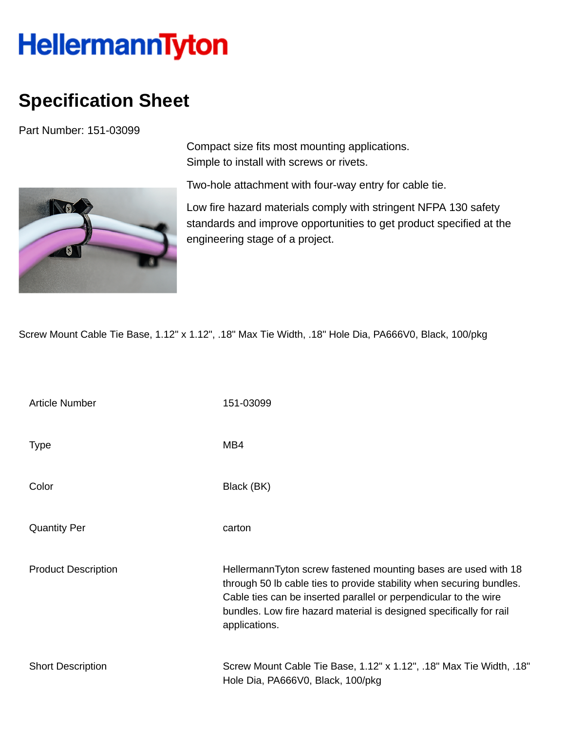HellermannTyton

# Specification Sheet

Part Number: 151-03099

Compact size fits most mounting applications.
Simple to install with screws or rivets.

Two-hole attachment with four-way entry for cable tie.

Low fire hazard materials comply with stringent NFPA 130 safety standards and improve opportunities to get product specified at the engineering stage of a project.

Screw Mount Cable Tie Base, 1.12" x 1.12", .18" Max Tie Width, .18" Hole Dia, PA666V0, Black, 100/pkg

| | |
|---|---|
| Article Number | 151-03099 |
| Type | MB4 |
| Color | Black (BK) |
| Quantity Per | carton |
| Product Description | HellermannTyton screw fastened mounting bases are used with 18 through 50 lb cable ties to provide stability when securing bundles. Cable ties can be inserted parallel or perpendicular to the wire bundles. Low fire hazard material is designed specifically for rail applications. |
| Short Description | Screw Mount Cable Tie Base, 1.12" x 1.12", .18" Max Tie Width, .18" Hole Dia, PA666V0, Black, 100/pkg |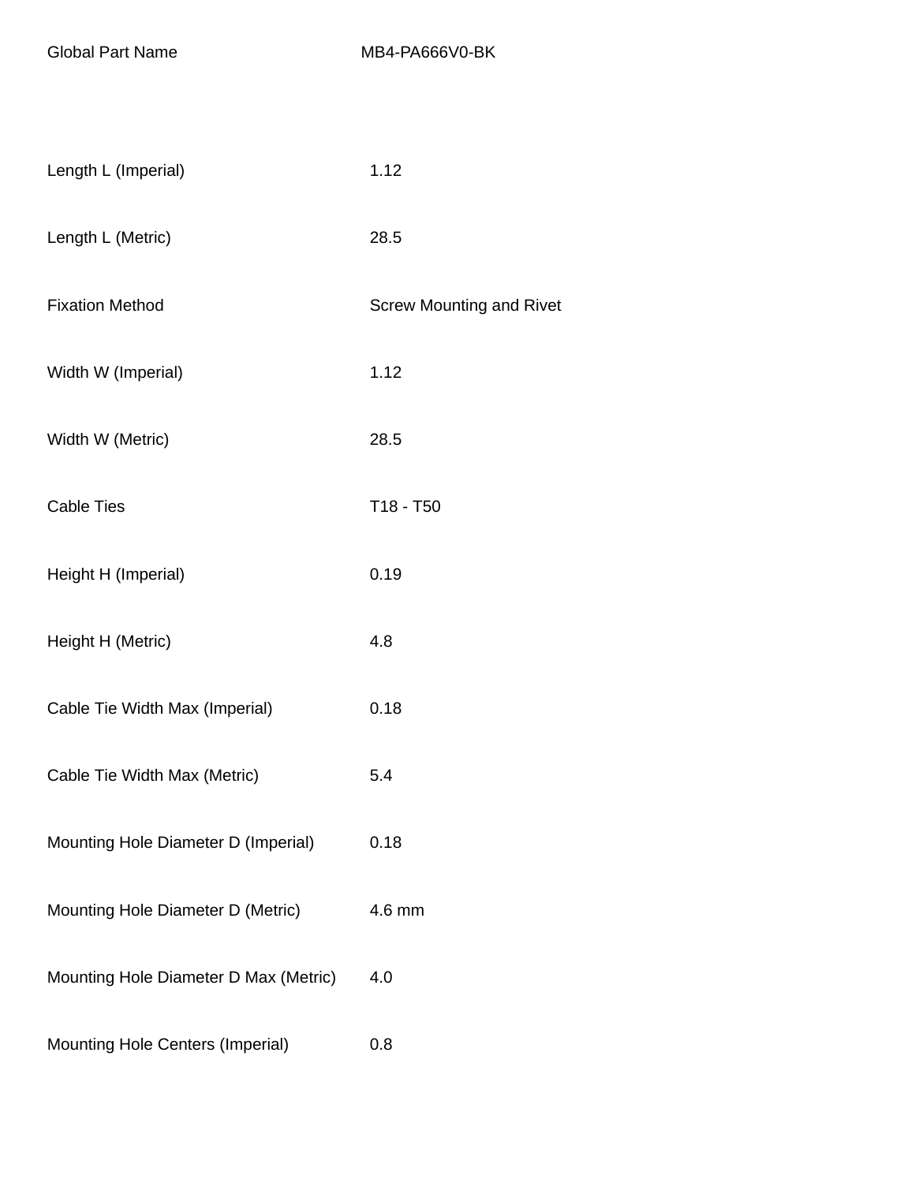| Global Part Name | MB4-PA666V0-BK |
| --- | --- |
| Length L (Imperial) | 1.12 |
| Length L (Metric) | 28.5 |
| Fixation Method | Screw Mounting and Rivet |
| Width W (Imperial) | 1.12 |
| Width W (Metric) | 28.5 |
| Cable Ties | T18 - T50 |
| Height H (Imperial) | 0.19 |
| Height H (Metric) | 4.8 |
| Cable Tie Width Max (Imperial) | 0.18 |
| Cable Tie Width Max (Metric) | 5.4 |
| Mounting Hole Diameter D (Imperial) | 0.18 |
| Mounting Hole Diameter D (Metric) | 4.6 mm |
| Mounting Hole Diameter D Max (Metric) | 4.0 |
| Mounting Hole Centers (Imperial) | 0.8 |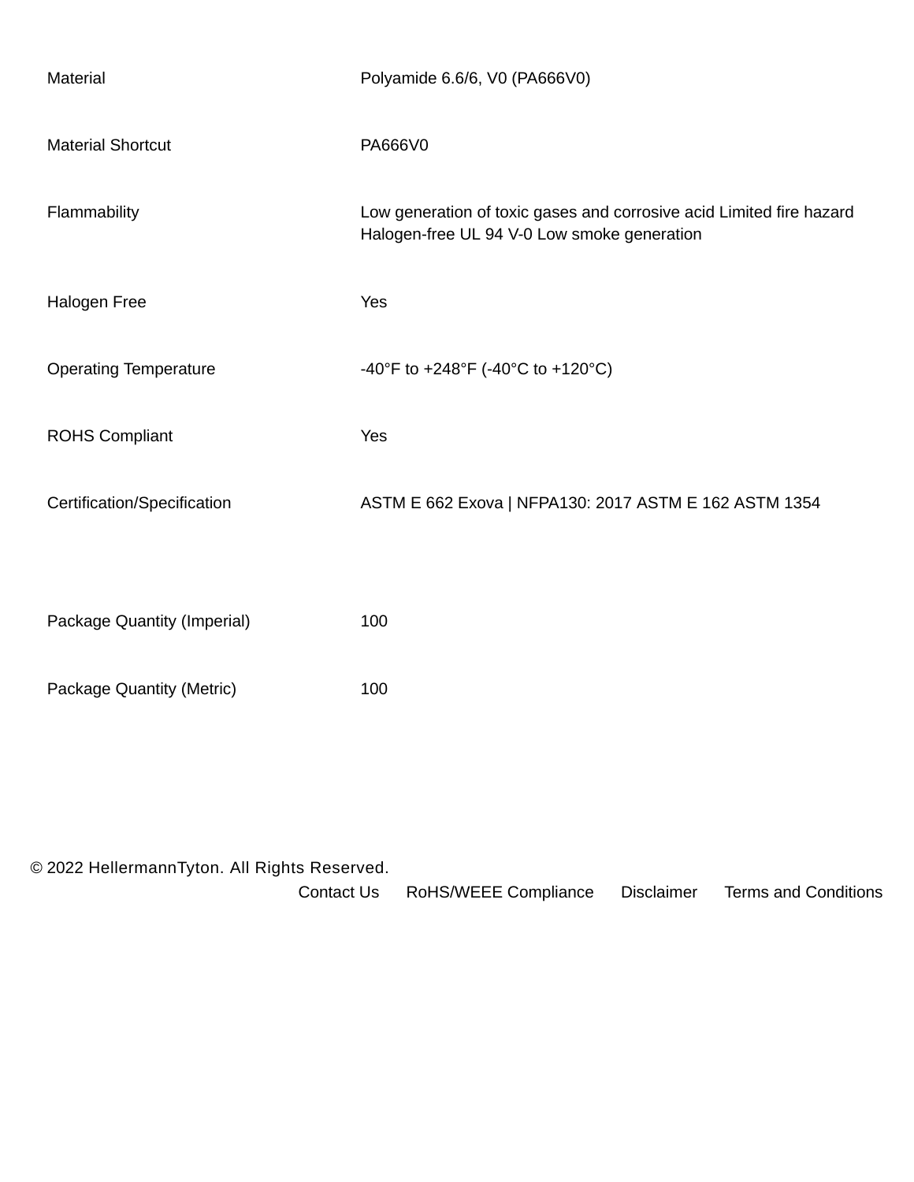| | |
|---|---|
| Material | Polyamide 6.6/6, V0 (PA666V0) |
| Material Shortcut | PA666V0 |
| Flammability | Low generation of toxic gases and corrosive acid Limited fire hazard Halogen-free UL 94 V-0 Low smoke generation |
| Halogen Free | Yes |
| Operating Temperature | -40°F to +248°F (-40°C to +120°C) |
| ROHS Compliant | Yes |
| Certification/Specification | ASTM E 662 Exova \| NFPA130: 2017 ASTM E 162 ASTM 1354 |
| Package Quantity (Imperial) | 100 |
| Package Quantity (Metric) | 100 |

© 2022 HellermannTyton. All Rights Reserved.

Contact Us RoHS/WEEE Compliance Disclaimer Terms and Conditions